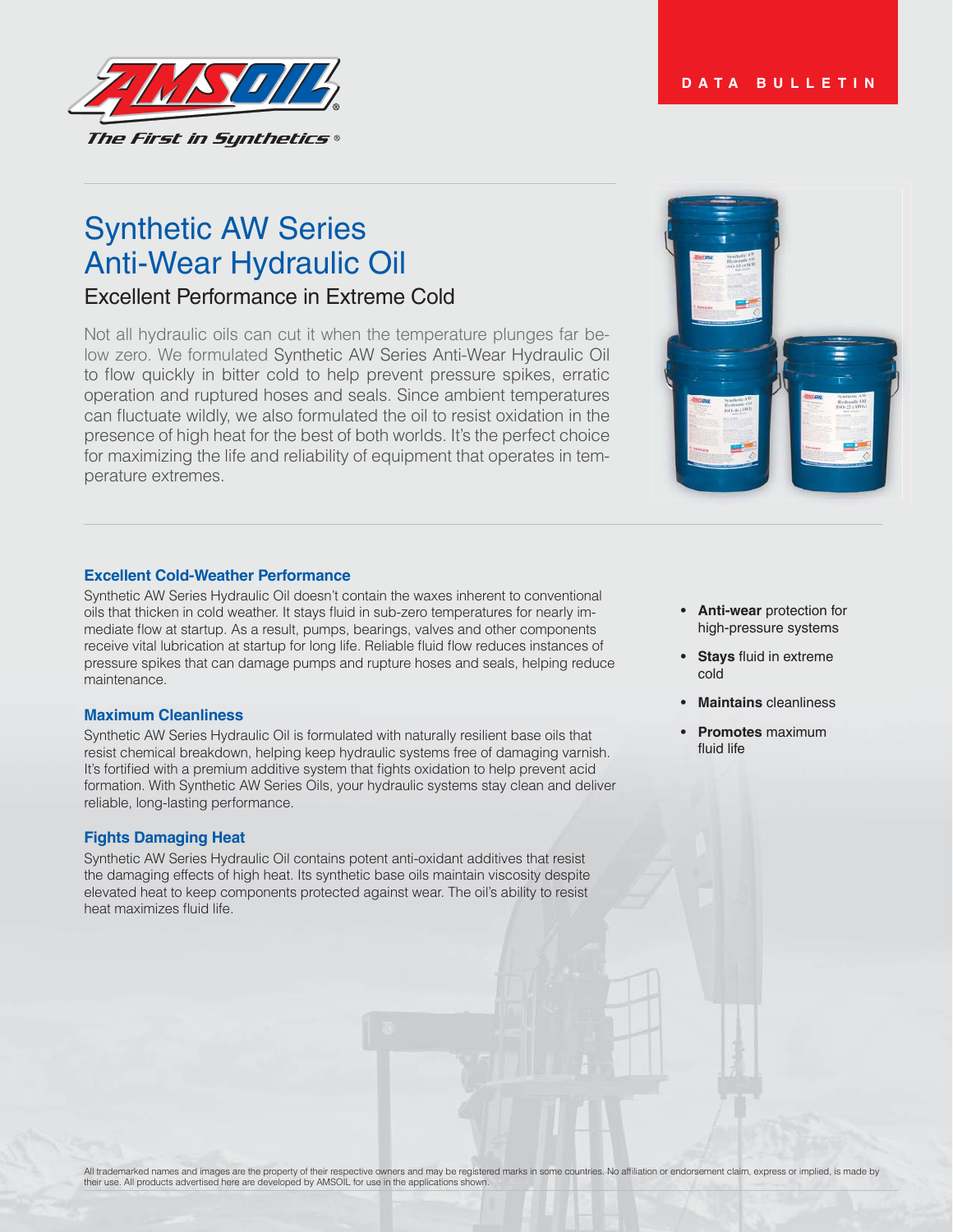DATA BULLETIN

# Synthetic AW Series Anti-Wear Hydraulic Oil

## Excellent Performance in Extreme Cold

Not all hydraulic oils can cut it when the temperature plunges far below zero. We formulated Synthetic AW Series Anti-Wear Hydraulic Oil to flow quickly in bitter cold to help prevent pressure spikes, erratic operation and ruptured hoses and seals. Since ambient temperatures can fluctuate wildly, we also formulated the oil to resist oxidation in the presence of high heat for the best of both worlds. It's the perfect choice for maximizing the life and reliability of equipment that operates in temperature extremes.

### Excellent Cold-Weather Performance

Synthetic AW Series Hydraulic Oil doesn't contain the waxes inherent to conventional oils that thicken in cold weather. It stays fluid in sub-zero temperatures for nearly immediate flow at startup. As a result, pumps, bearings, valves and other components receive vital lubrication at startup for long life. Reliable fluid flow reduces instances of pressure spikes that can damage pumps and rupture hoses and seals, helping reduce maintenance.

### Maximum Cleanliness

Synthetic AW Series Hydraulic Oil is formulated with naturally resilient base oils that resist chemical breakdown, helping keep hydraulic systems free of damaging varnish. It's fortified with a premium additive system that fights oxidation to help prevent acid formation. With Synthetic AW Series Oils, your hydraulic systems stay clean and deliver reliable, long-lasting performance.

### Fights Damaging Heat

Synthetic AW Series Hydraulic Oil contains potent anti-oxidant additives that resist the damaging effects of high heat. Its synthetic base oils maintain viscosity despite elevated heat to keep components protected against wear. The oil's ability to resist heat maximizes fluid life.

- **Anti-wear** protection for high-pressure systems
- **Stays** fluid in extreme cold
- **Maintains** cleanliness
- **Promotes** maximum fluid life

All trademarked names and images are the property of their respective owners and may be registered marks in some countries. No affiliation or endorsement claim, express or implied, is made by their use. All products advertised here are developed by AMSOIL for use in the applications shown.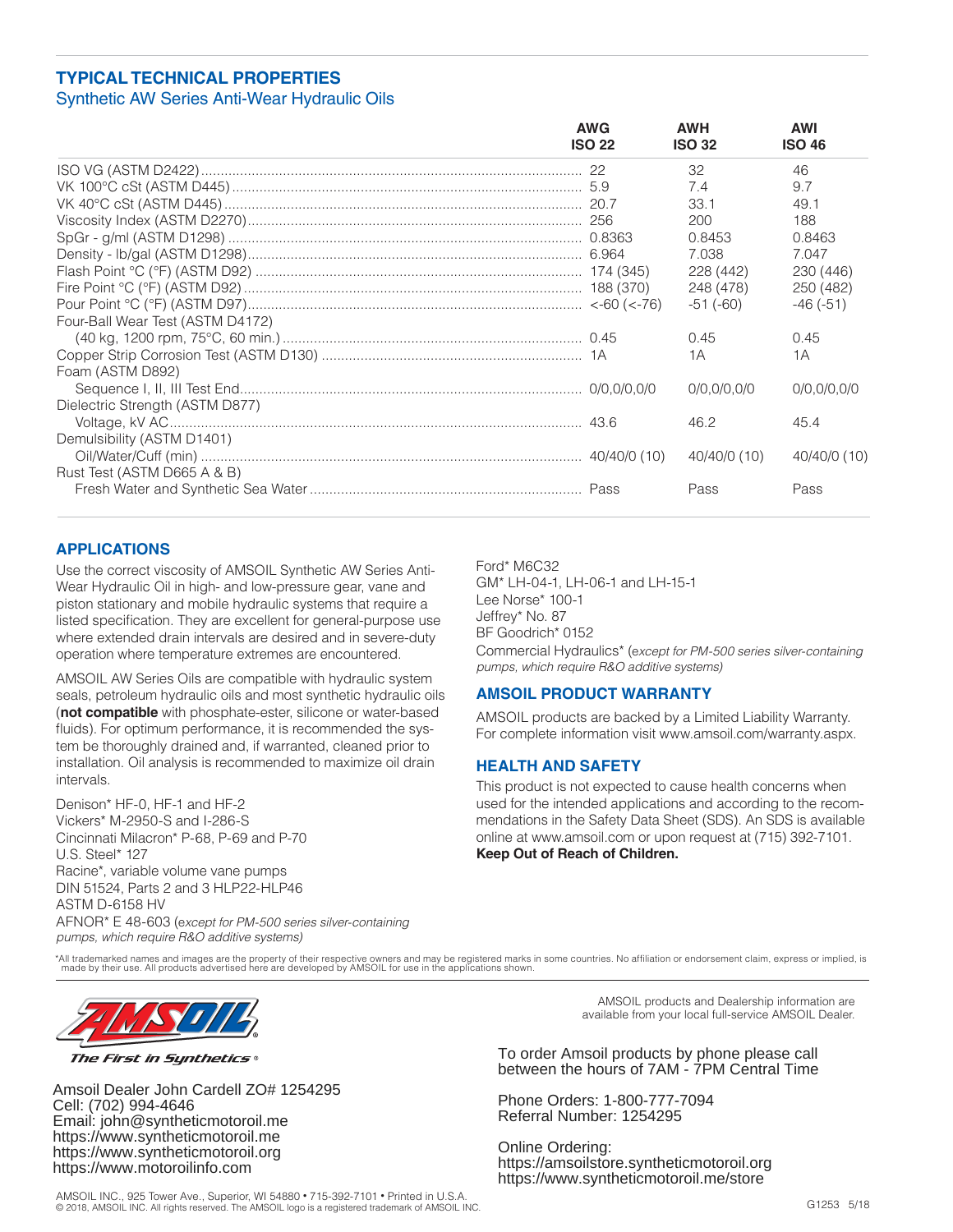## TYPICAL TECHNICAL PROPERTIES

### Synthetic AW Series Anti-Wear Hydraulic Oils

| | AWG ISO 22 | AWH ISO 32 | AWI ISO 46 |
|---|---|---|---|
| ISO VG (ASTM D2422) | 22 | 32 | 46 |
| VK 100°C cSt (ASTM D445) | 5.9 | 7.4 | 9.7 |
| VK 40°C cSt (ASTM D445) | 20.7 | 33.1 | 49.1 |
| Viscosity Index (ASTM D2270) | 256 | 200 | 188 |
| SpGr - g/ml (ASTM D1298) | 0.8363 | 0.8453 | 0.8463 |
| Density - lb/gal (ASTM D1298) | 6.964 | 7.038 | 7.047 |
| Flash Point °C (°F) (ASTM D92) | 174 (345) | 228 (442) | 230 (446) |
| Fire Point °C (°F) (ASTM D92) | 188 (370) | 248 (478) | 250 (482) |
| Pour Point °C (°F) (ASTM D97) | <-60 (<-76) | -51 (-60) | -46 (-51) |
| Four-Ball Wear Test (ASTM D4172) | | | |
| (40 kg, 1200 rpm, 75°C, 60 min.) | 0.45 | 0.45 | 0.45 |
| Copper Strip Corrosion Test (ASTM D130) | 1A | 1A | 1A |
| Foam (ASTM D892) | | | |
| Sequence I, II, III Test End | 0/0,0/0,0/0 | 0/0,0/0,0/0 | 0/0,0/0,0/0 |
| Dielectric Strength (ASTM D877) | | | |
| Voltage, kV AC | 43.6 | 46.2 | 45.4 |
| Demulsibility (ASTM D1401) | | | |
| Oil/Water/Cuff (min) | 40/40/0 (10) | 40/40/0 (10) | 40/40/0 (10) |
| Rust Test (ASTM D665 A & B) | | | |
| Fresh Water and Synthetic Sea Water | Pass | Pass | Pass |

## APPLICATIONS

Use the correct viscosity of AMSOIL Synthetic AW Series Anti-Wear Hydraulic Oil in high- and low-pressure gear, vane and piston stationary and mobile hydraulic systems that require a listed specification. They are excellent for general-purpose use where extended drain intervals are desired and in severe-duty operation where temperature extremes are encountered.

AMSOIL AW Series Oils are compatible with hydraulic system seals, petroleum hydraulic oils and most synthetic hydraulic oils (**not compatible** with phosphate-ester, silicone or water-based fluids). For optimum performance, it is recommended the system be thoroughly drained and, if warranted, cleaned prior to installation. Oil analysis is recommended to maximize oil drain intervals.

Denison* HF-0, HF-1 and HF-2
Vickers* M-2950-S and I-286-S
Cincinnati Milacron* P-68, P-69 and P-70
U.S. Steel* 127
Racine*, variable volume vane pumps
DIN 51524, Parts 2 and 3 HLP22-HLP46
ASTM D-6158 HV
AFNOR* E 48-603 (*except for PM-500 series silver-containing pumps, which require R&O additive systems)*
Ford* M6C32
GM* LH-04-1, LH-06-1 and LH-15-1
Lee Norse* 100-1
Jeffrey* No. 87
BF Goodrich* 0152
Commercial Hydraulics* (*except for PM-500 series silver-containing pumps, which require R&O additive systems)*

## AMSOIL PRODUCT WARRANTY

AMSOIL products are backed by a Limited Liability Warranty. For complete information visit www.amsoil.com/warranty.aspx.

## HEALTH AND SAFETY

This product is not expected to cause health concerns when used for the intended applications and according to the recommendations in the Safety Data Sheet (SDS). An SDS is available online at www.amsoil.com or upon request at (715) 392-7101. **Keep Out of Reach of Children.**

*All trademarked names and images are the property of their respective owners and may be registered marks in some countries. No affiliation or endorsement claim, express or implied, is made by their use. All products advertised here are developed by AMSOIL for use in the applications shown.

AMSOIL

The First in Synthetics®

Amsoil Dealer John Cardell ZO# 1254295
Cell: (702) 994-4646
Email: john@syntheticmotoroil.me
https://www.syntheticmotoroil.me
https://www.syntheticmotoroil.org
https://www.motoroilinfo.com

AMSOIL products and Dealership information are available from your local full-service AMSOIL Dealer.

To order Amsoil products by phone please call between the hours of 7AM - 7PM Central Time

Phone Orders: 1-800-777-7094
Referral Number: 1254295

Online Ordering:
https://amsoilstore.syntheticmotoroil.org
https://www.syntheticmotoroil.me/store

AMSOIL INC., 925 Tower Ave., Superior, WI 54880 • 715-392-7101 • Printed in U.S.A.
© 2018, AMSOIL INC. All rights reserved. The AMSOIL logo is a registered trademark of AMSOIL INC.

G1253 5/18